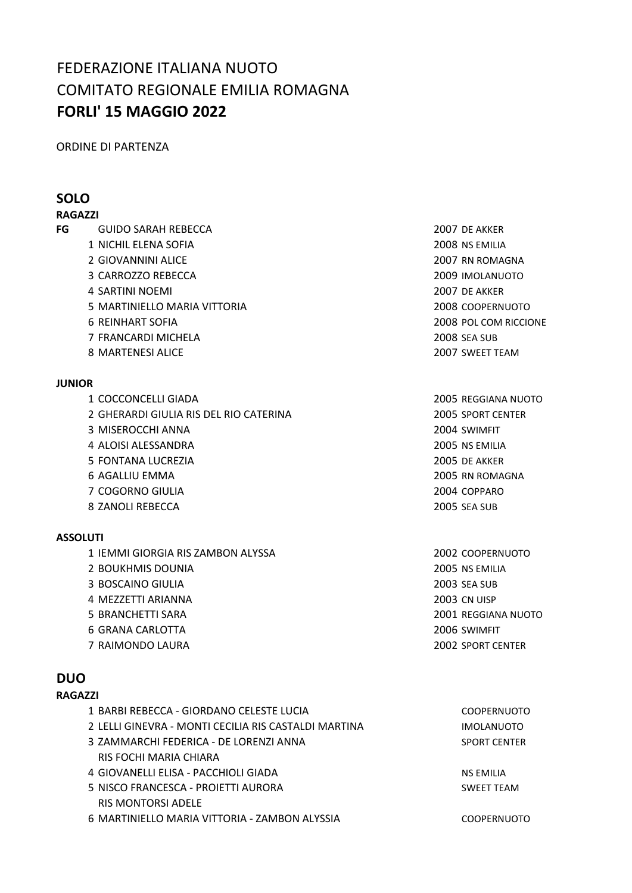FEDERAZIONE ITALIANA NUOTO
COMITATO REGIONALE EMILIA ROMAGNA
**FORLI' 15 MAGGIO 2022**

ORDINE DI PARTENZA

## SOLO

**RAGAZZI**

| | | | |
|---|---|---|---|
| FG | GUIDO SARAH REBECCA | 2007 | DE AKKER |
| 1 | NICHIL ELENA SOFIA | 2008 | NS EMILIA |
| 2 | GIOVANNINI ALICE | 2007 | RN ROMAGNA |
| 3 | CARROZZO REBECCA | 2009 | IMOLANUOTO |
| 4 | SARTINI NOEMI | 2007 | DE AKKER |
| 5 | MARTINIELLO MARIA VITTORIA | 2008 | COOPERNUOTO |
| 6 | REINHART SOFIA | 2008 | POL COM RICCIONE |
| 7 | FRANCARDI MICHELA | 2008 | SEA SUB |
| 8 | MARTENESI ALICE | 2007 | SWEET TEAM |

**JUNIOR**

| | | | |
|---|---|---|---|
| 1 | COCCONCELLI GIADA | 2005 | REGGIANA NUOTO |
| 2 | GHERARDI GIULIA RIS DEL RIO CATERINA | 2005 | SPORT CENTER |
| 3 | MISEROCCHI ANNA | 2004 | SWIMFIT |
| 4 | ALOISI ALESSANDRA | 2005 | NS EMILIA |
| 5 | FONTANA LUCREZIA | 2005 | DE AKKER |
| 6 | AGALLIU EMMA | 2005 | RN ROMAGNA |
| 7 | COGORNO GIULIA | 2004 | COPPARO |
| 8 | ZANOLI REBECCA | 2005 | SEA SUB |

**ASSOLUTI**

| | | | |
|---|---|---|---|
| 1 | IEMMI GIORGIA RIS ZAMBON ALYSSA | 2002 | COOPERNUOTO |
| 2 | BOUKHMIS DOUNIA | 2005 | NS EMILIA |
| 3 | BOSCAINO GIULIA | 2003 | SEA SUB |
| 4 | MEZZETTI ARIANNA | 2003 | CN UISP |
| 5 | BRANCHETTI SARA | 2001 | REGGIANA NUOTO |
| 6 | GRANA CARLOTTA | 2006 | SWIMFIT |
| 7 | RAIMONDO LAURA | 2002 | SPORT CENTER |

## DUO

**RAGAZZI**

| | | |
|---|---|---|
| 1 | BARBI REBECCA - GIORDANO CELESTE LUCIA | COOPERNUOTO |
| 2 | LELLI GINEVRA - MONTI CECILIA RIS CASTALDI MARTINA | IMOLANUOTO |
| 3 | ZAMMARCHI FEDERICA - DE LORENZI ANNA RIS FOCHI MARIA CHIARA | SPORT CENTER |
| 4 | GIOVANELLI ELISA - PACCHIOLI GIADA | NS EMILIA |
| 5 | NISCO FRANCESCA - PROIETTI AURORA RIS MONTORSI ADELE | SWEET TEAM |
| 6 | MARTINIELLO MARIA VITTORIA - ZAMBON ALYSSIA | COOPERNUOTO |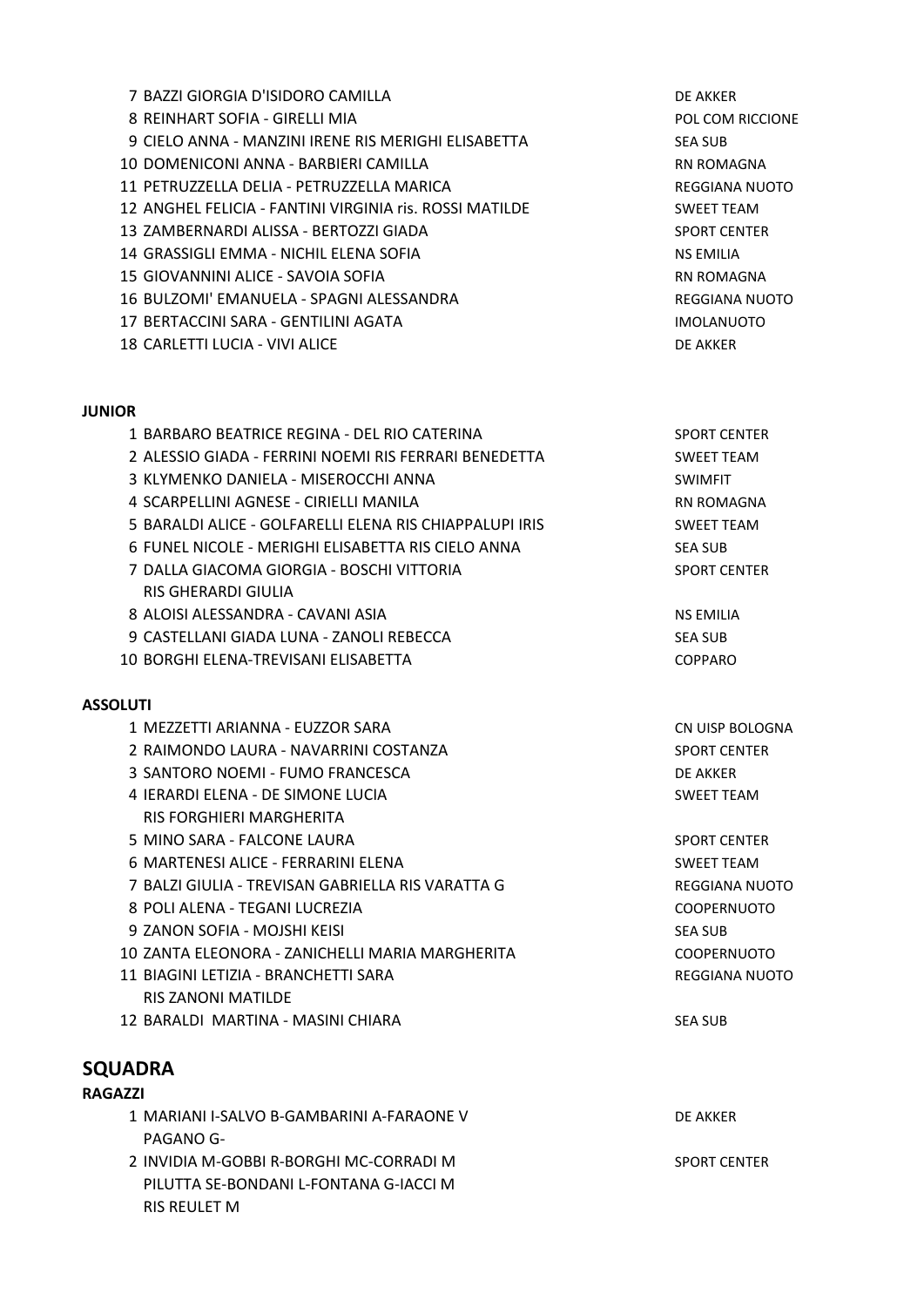| | | |
|---|---|---|
| 7 | BAZZI GIORGIA D'ISIDORO CAMILLA | DE AKKER |
| 8 | REINHART SOFIA - GIRELLI MIA | POL COM RICCIONE |
| 9 | CIELO ANNA - MANZINI IRENE RIS MERIGHI ELISABETTA | SEA SUB |
| 10 | DOMENICONI ANNA - BARBIERI CAMILLA | RN ROMAGNA |
| 11 | PETRUZZELLA DELIA - PETRUZZELLA MARICA | REGGIANA NUOTO |
| 12 | ANGHEL FELICIA - FANTINI VIRGINIA ris. ROSSI MATILDE | SWEET TEAM |
| 13 | ZAMBERNARDI ALISSA - BERTOZZI GIADA | SPORT CENTER |
| 14 | GRASSIGLI EMMA - NICHIL ELENA SOFIA | NS EMILIA |
| 15 | GIOVANNINI ALICE - SAVOIA SOFIA | RN ROMAGNA |
| 16 | BULZOMI' EMANUELA - SPAGNI ALESSANDRA | REGGIANA NUOTO |
| 17 | BERTACCINI SARA - GENTILINI AGATA | IMOLANUOTO |
| 18 | CARLETTI LUCIA - VIVI ALICE | DE AKKER |

**JUNIOR**

| | | |
|---|---|---|
| 1 | BARBARO BEATRICE REGINA - DEL RIO CATERINA | SPORT CENTER |
| 2 | ALESSIO GIADA - FERRINI NOEMI RIS FERRARI BENEDETTA | SWEET TEAM |
| 3 | KLYMENKO DANIELA - MISEROCCHI ANNA | SWIMFIT |
| 4 | SCARPELLINI AGNESE - CIRIELLI MANILA | RN ROMAGNA |
| 5 | BARALDI ALICE - GOLFARELLI ELENA RIS CHIAPPALUPI IRIS | SWEET TEAM |
| 6 | FUNEL NICOLE - MERIGHI ELISABETTA RIS CIELO ANNA | SEA SUB |
| 7 | DALLA GIACOMA GIORGIA - BOSCHI VITTORIA RIS GHERARDI GIULIA | SPORT CENTER |
| 8 | ALOISI ALESSANDRA - CAVANI ASIA | NS EMILIA |
| 9 | CASTELLANI GIADA LUNA - ZANOLI REBECCA | SEA SUB |
| 10 | BORGHI ELENA-TREVISANI ELISABETTA | COPPARO |

**ASSOLUTI**

| | | |
|---|---|---|
| 1 | MEZZETTI ARIANNA - EUZZOR SARA | CN UISP BOLOGNA |
| 2 | RAIMONDO LAURA - NAVARRINI COSTANZA | SPORT CENTER |
| 3 | SANTORO NOEMI - FUMO FRANCESCA | DE AKKER |
| 4 | IERARDI ELENA - DE SIMONE LUCIA RIS FORGHIERI MARGHERITA | SWEET TEAM |
| 5 | MINO SARA - FALCONE LAURA | SPORT CENTER |
| 6 | MARTENESI ALICE - FERRARINI ELENA | SWEET TEAM |
| 7 | BALZI GIULIA - TREVISAN GABRIELLA RIS VARATTA G | REGGIANA NUOTO |
| 8 | POLI ALENA - TEGANI LUCREZIA | COOPERNUOTO |
| 9 | ZANON SOFIA - MOJSHI KEISI | SEA SUB |
| 10 | ZANTA ELEONORA - ZANICHELLI MARIA MARGHERITA | COOPERNUOTO |
| 11 | BIAGINI LETIZIA - BRANCHETTI SARA RIS ZANONI MATILDE | REGGIANA NUOTO |
| 12 | BARALDI MARTINA - MASINI CHIARA | SEA SUB |

## SQUADRA

**RAGAZZI**

| | | |
|---|---|---|
| 1 | MARIANI I-SALVO B-GAMBARINI A-FARAONE V PAGANO G- | DE AKKER |
| 2 | INVIDIA M-GOBBI R-BORGHI MC-CORRADI M PILUTTA SE-BONDANI L-FONTANA G-IACCI M RIS REULET M | SPORT CENTER |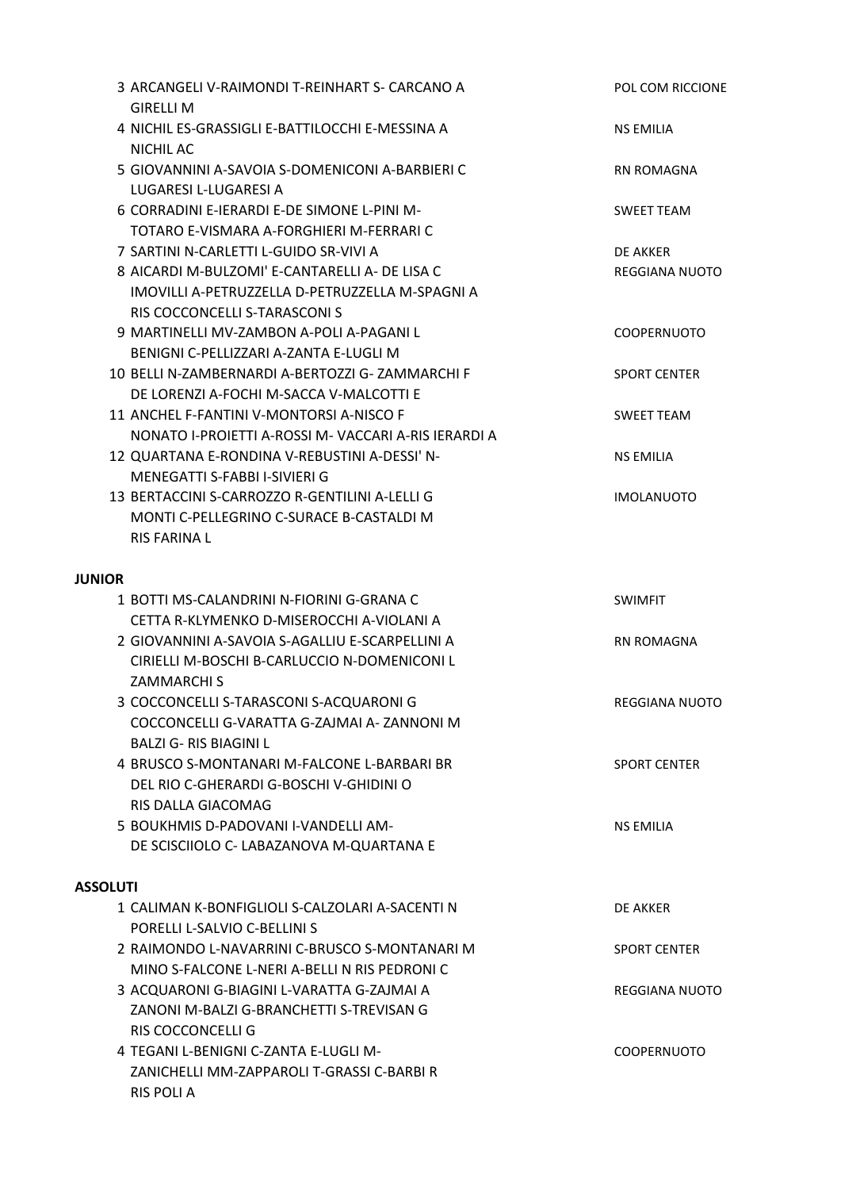| | | |
|---|---|---|
| 3 | ARCANGELI V-RAIMONDI T-REINHART S- CARCANO A GIRELLI M | POL COM RICCIONE |
| 4 | NICHIL ES-GRASSIGLI E-BATTILOCCHI E-MESSINA A NICHIL AC | NS EMILIA |
| 5 | GIOVANNINI A-SAVOIA S-DOMENICONI A-BARBIERI C LUGARESI L-LUGARESI A | RN ROMAGNA |
| 6 | CORRADINI E-IERARDI E-DE SIMONE L-PINI M- TOTARO E-VISMARA A-FORGHIERI M-FERRARI C | SWEET TEAM |
| 7 | SARTINI N-CARLETTI L-GUIDO SR-VIVI A | DE AKKER |
| 8 | AICARDI M-BULZOMI' E-CANTARELLI A- DE LISA C IMOVILLI A-PETRUZZELLA D-PETRUZZELLA M-SPAGNI A RIS COCCONCELLI S-TARASCONI S | REGGIANA NUOTO |
| 9 | MARTINELLI MV-ZAMBON A-POLI A-PAGANI L BENIGNI C-PELLIZZARI A-ZANTA E-LUGLI M | COOPERNUOTO |
| 10 | BELLI N-ZAMBERNARDI A-BERTOZZI G- ZAMMARCHI F DE LORENZI A-FOCHI M-SACCA V-MALCOTTI E | SPORT CENTER |
| 11 | ANCHEL F-FANTINI V-MONTORSI A-NISCO F NONATO I-PROIETTI A-ROSSI M- VACCARI A-RIS IERARDI A | SWEET TEAM |
| 12 | QUARTANA E-RONDINA V-REBUSTINI A-DESSI' N- MENEGATTI S-FABBI I-SIVIERI G | NS EMILIA |
| 13 | BERTACCINI S-CARROZZO R-GENTILINI A-LELLI G MONTI C-PELLEGRINO C-SURACE B-CASTALDI M RIS FARINA L | IMOLANUOTO |

**JUNIOR**

| | | |
|---|---|---|
| 1 | BOTTI MS-CALANDRINI N-FIORINI G-GRANA C CETTA R-KLYMENKO D-MISEROCCHI A-VIOLANI A | SWIMFIT |
| 2 | GIOVANNINI A-SAVOIA S-AGALLIU E-SCARPELLINI A CIRIELLI M-BOSCHI B-CARLUCCIO N-DOMENICONI L ZAMMARCHI S | RN ROMAGNA |
| 3 | COCCONCELLI S-TARASCONI S-ACQUARONI G COCCONCELLI G-VARATTA G-ZAJMAI A- ZANNONI M BALZI G- RIS BIAGINI L | REGGIANA NUOTO |
| 4 | BRUSCO S-MONTANARI M-FALCONE L-BARBARI BR DEL RIO C-GHERARDI G-BOSCHI V-GHIDINI O RIS DALLA GIACOMAG | SPORT CENTER |
| 5 | BOUKHMIS D-PADOVANI I-VANDELLI AM- DE SCISCIOLO C- LABAZANOVA M-QUARTANA E | NS EMILIA |

**ASSOLUTI**

| | | |
|---|---|---|
| 1 | CALIMAN K-BONFIGLIOLI S-CALZOLARI A-SACENTI N PORELLI L-SALVIO C-BELLINI S | DE AKKER |
| 2 | RAIMONDO L-NAVARRINI C-BRUSCO S-MONTANARI M MINO S-FALCONE L-NERI A-BELLI N RIS PEDRONI C | SPORT CENTER |
| 3 | ACQUARONI G-BIAGINI L-VARATTA G-ZAJMAI A ZANONI M-BALZI G-BRANCHETTI S-TREVISAN G RIS COCCONCELLI G | REGGIANA NUOTO |
| 4 | TEGANI L-BENIGNI C-ZANTA E-LUGLI M- ZANICHELLI MM-ZAPPAROLI T-GRASSI C-BARBI R RIS POLI A | COOPERNUOTO |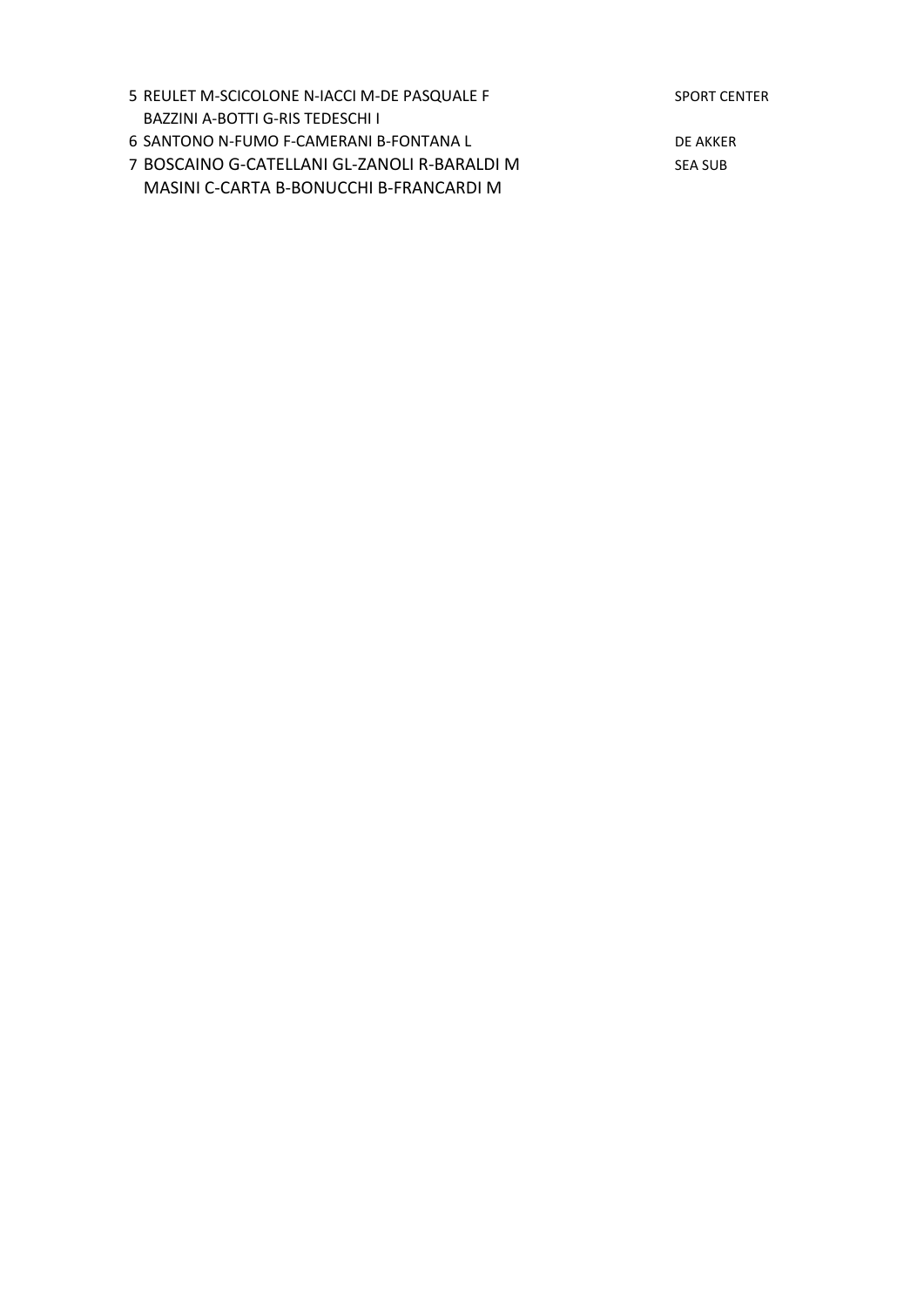| | | |
|---|---|---|
| 5 | REULET M-SCICOLONE N-IACCI M-DE PASQUALE F | SPORT CENTER |
| | BAZZINI A-BOTTI G-RIS TEDESCHI I | |
| 6 | SANTONO N-FUMO F-CAMERANI B-FONTANA L | DE AKKER |
| 7 | BOSCAINO G-CATELLANI GL-ZANOLI R-BARALDI M | SEA SUB |
| | MASINI C-CARTA B-BONUCCHI B-FRANCARDI M | |